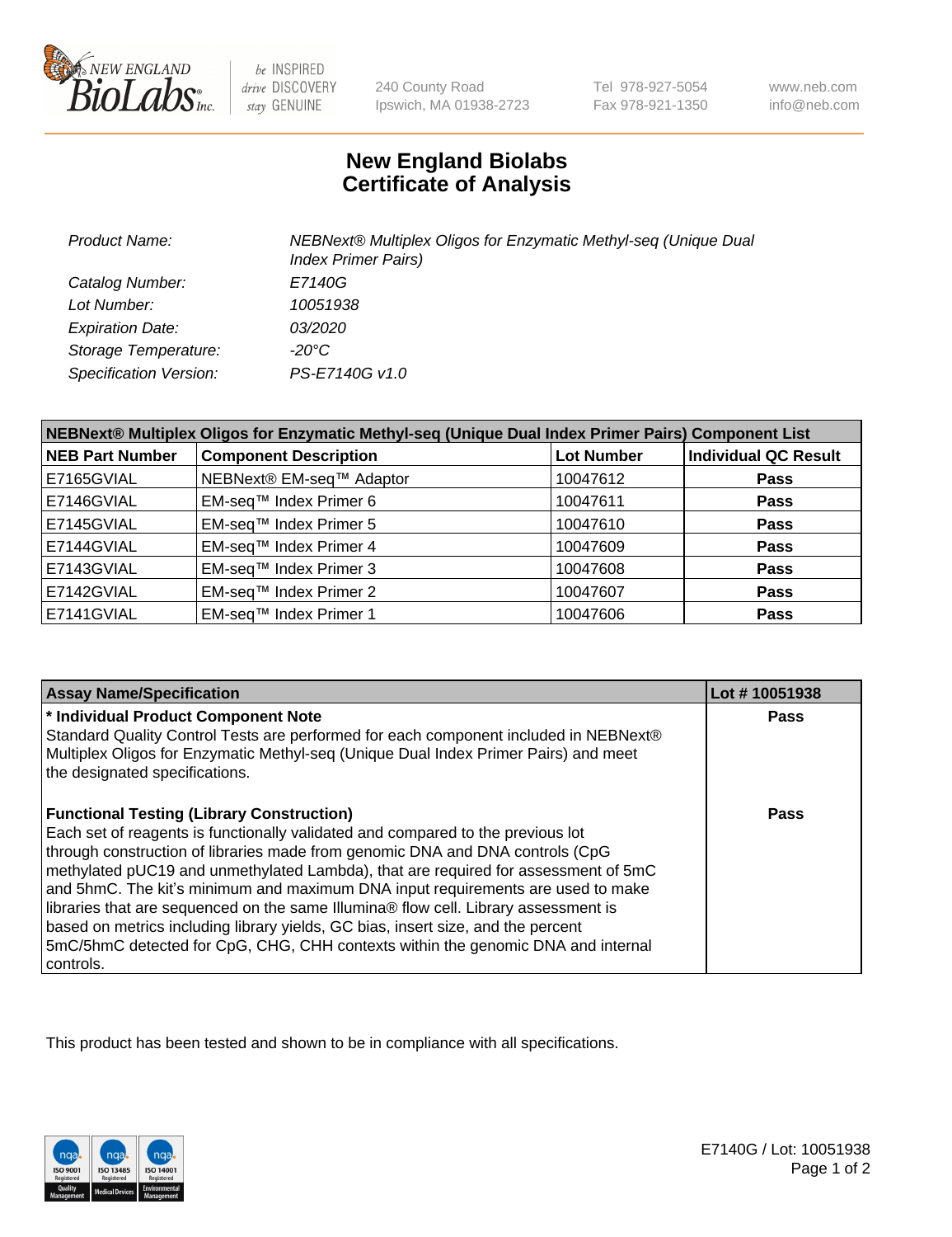# New England Biolabs
# Certificate of Analysis

| | |
|---|---|
| *Product Name:* | *NEBNext® Multiplex Oligos for Enzymatic Methyl-seq (Unique Dual Index Primer Pairs)* |
| *Catalog Number:* | *E7140G* |
| *Lot Number:* | *10051938* |
| *Expiration Date:* | *03/2020* |
| *Storage Temperature:* | *-20°C* |
| *Specification Version:* | *PS-E7140G v1.0* |

| NEBNext® Multiplex Oligos for Enzymatic Methyl-seq (Unique Dual Index Primer Pairs) Component List | | | |
|---|---|---|---|
| **NEB Part Number** | **Component Description** | **Lot Number** | **Individual QC Result** |
| E7165GVIAL | NEBNext® EM-seq™ Adaptor | 10047612 | **Pass** |
| E7146GVIAL | EM-seq™ Index Primer 6 | 10047611 | **Pass** |
| E7145GVIAL | EM-seq™ Index Primer 5 | 10047610 | **Pass** |
| E7144GVIAL | EM-seq™ Index Primer 4 | 10047609 | **Pass** |
| E7143GVIAL | EM-seq™ Index Primer 3 | 10047608 | **Pass** |
| E7142GVIAL | EM-seq™ Index Primer 2 | 10047607 | **Pass** |
| E7141GVIAL | EM-seq™ Index Primer 1 | 10047606 | **Pass** |

| Assay Name/Specification | Lot # 10051938 |
|---|---|
| **\* Individual Product Component Note**<br>Standard Quality Control Tests are performed for each component included in NEBNext® Multiplex Oligos for Enzymatic Methyl-seq (Unique Dual Index Primer Pairs) and meet the designated specifications. | **Pass** |
| **Functional Testing (Library Construction)**<br>Each set of reagents is functionally validated and compared to the previous lot through construction of libraries made from genomic DNA and DNA controls (CpG methylated pUC19 and unmethylated Lambda), that are required for assessment of 5mC and 5hmC. The kit's minimum and maximum DNA input requirements are used to make libraries that are sequenced on the same Illumina® flow cell. Library assessment is based on metrics including library yields, GC bias, insert size, and the percent 5mC/5hmC detected for CpG, CHG, CHH contexts within the genomic DNA and internal controls. | **Pass** |

This product has been tested and shown to be in compliance with all specifications.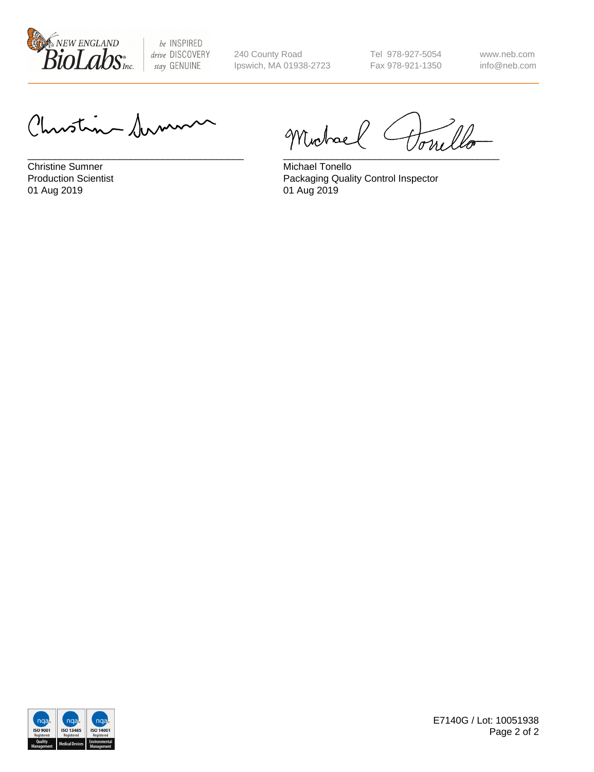Christine Sumner
Production Scientist
01 Aug 2019

Michael Tonello
Packaging Quality Control Inspector
01 Aug 2019